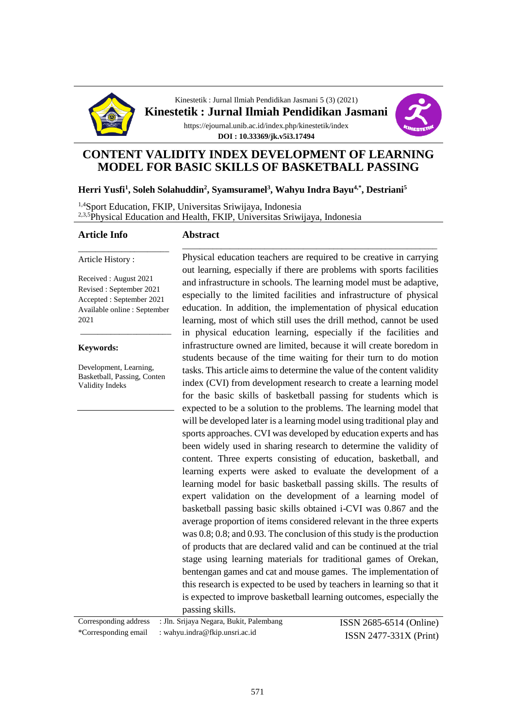Kinestetik : Jurnal Ilmiah Pendidikan Jasmani 5 (3) (2021)

**Kinestetik : Jurnal Ilmiah Pendidikan Jasmani**

https://ejournal.unib.ac.id/index.php/kinestetik/index

**DOI : 10.33369/jk.v5i3.17494**

# CONTENT VALIDITY INDEX DEVELOPMENT OF LEARNING MODEL FOR BASIC SKILLS OF BASKETBALL PASSING

**Herri Yusfi[1], Soleh Solahuddin[2], Syamsuramel[3], Wahyu Indra Bayu[4,*], Destriani[5]**

[1,4]Sport Education, FKIP, Universitas Sriwijaya, Indonesia
[2,3,5]Physical Education and Health, FKIP, Universitas Sriwijaya, Indonesia

## Article Info

Article History :

Received : August 2021
Revised : September 2021
Accepted : September 2021
Available online : September 2021

**Keywords:**

Development, Learning, Basketball, Passing, Conten Validity Indeks

## Abstract

Physical education teachers are required to be creative in carrying out learning, especially if there are problems with sports facilities and infrastructure in schools. The learning model must be adaptive, especially to the limited facilities and infrastructure of physical education. In addition, the implementation of physical education learning, most of which still uses the drill method, cannot be used in physical education learning, especially if the facilities and infrastructure owned are limited, because it will create boredom in students because of the time waiting for their turn to do motion tasks. This article aims to determine the value of the content validity index (CVI) from development research to create a learning model for the basic skills of basketball passing for students which is expected to be a solution to the problems. The learning model that will be developed later is a learning model using traditional play and sports approaches. CVI was developed by education experts and has been widely used in sharing research to determine the validity of content. Three experts consisting of education, basketball, and learning experts were asked to evaluate the development of a learning model for basic basketball passing skills. The results of expert validation on the development of a learning model of basketball passing basic skills obtained i-CVI was 0.867 and the average proportion of items considered relevant in the three experts was 0.8; 0.8; and 0.93. The conclusion of this study is the production of products that are declared valid and can be continued at the trial stage using learning materials for traditional games of Orekan, bentengan games and cat and mouse games. The implementation of this research is expected to be used by teachers in learning so that it is expected to improve basketball learning outcomes, especially the passing skills.

Corresponding address : Jln. Srijaya Negara, Bukit, Palembang
*Corresponding email : wahyu.indra@fkip.unsri.ac.id

ISSN 2685-6514 (Online)
ISSN 2477-331X (Print)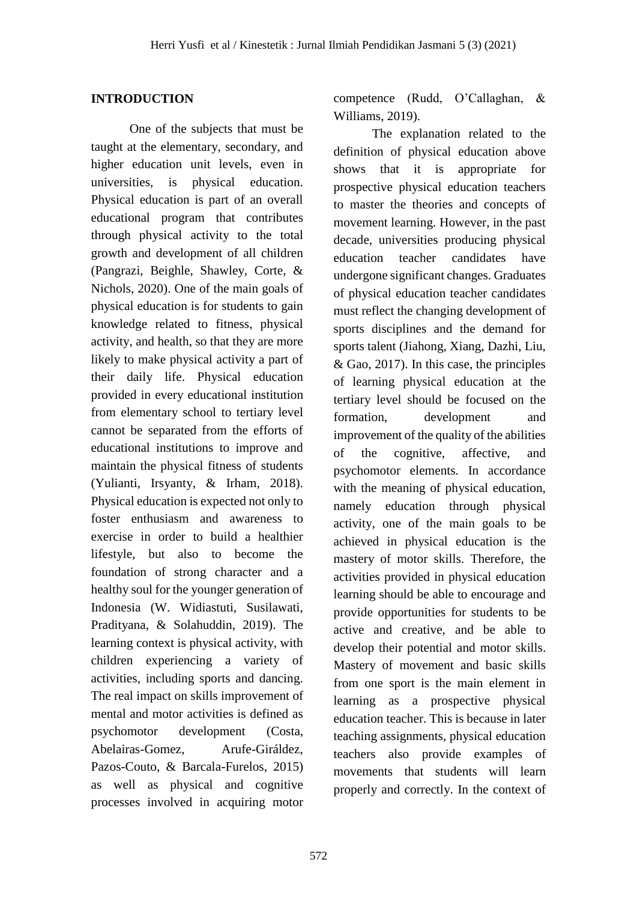## INTRODUCTION

One of the subjects that must be taught at the elementary, secondary, and higher education unit levels, even in universities, is physical education. Physical education is part of an overall educational program that contributes through physical activity to the total growth and development of all children (Pangrazi, Beighle, Shawley, Corte, & Nichols, 2020). One of the main goals of physical education is for students to gain knowledge related to fitness, physical activity, and health, so that they are more likely to make physical activity a part of their daily life. Physical education provided in every educational institution from elementary school to tertiary level cannot be separated from the efforts of educational institutions to improve and maintain the physical fitness of students (Yulianti, Irsyanty, & Irham, 2018). Physical education is expected not only to foster enthusiasm and awareness to exercise in order to build a healthier lifestyle, but also to become the foundation of strong character and a healthy soul for the younger generation of Indonesia (W. Widiastuti, Susilawati, Pradityana, & Solahuddin, 2019). The learning context is physical activity, with children experiencing a variety of activities, including sports and dancing. The real impact on skills improvement of mental and motor activities is defined as psychomotor development (Costa, Abelairas-Gomez, Arufe-Giráldez, Pazos-Couto, & Barcala-Furelos, 2015) as well as physical and cognitive processes involved in acquiring motor competence (Rudd, O'Callaghan, & Williams, 2019).

The explanation related to the definition of physical education above shows that it is appropriate for prospective physical education teachers to master the theories and concepts of movement learning. However, in the past decade, universities producing physical education teacher candidates have undergone significant changes. Graduates of physical education teacher candidates must reflect the changing development of sports disciplines and the demand for sports talent (Jiahong, Xiang, Dazhi, Liu, & Gao, 2017). In this case, the principles of learning physical education at the tertiary level should be focused on the formation, development and improvement of the quality of the abilities of the cognitive, affective, and psychomotor elements. In accordance with the meaning of physical education, namely education through physical activity, one of the main goals to be achieved in physical education is the mastery of motor skills. Therefore, the activities provided in physical education learning should be able to encourage and provide opportunities for students to be active and creative, and be able to develop their potential and motor skills. Mastery of movement and basic skills from one sport is the main element in learning as a prospective physical education teacher. This is because in later teaching assignments, physical education teachers also provide examples of movements that students will learn properly and correctly. In the context of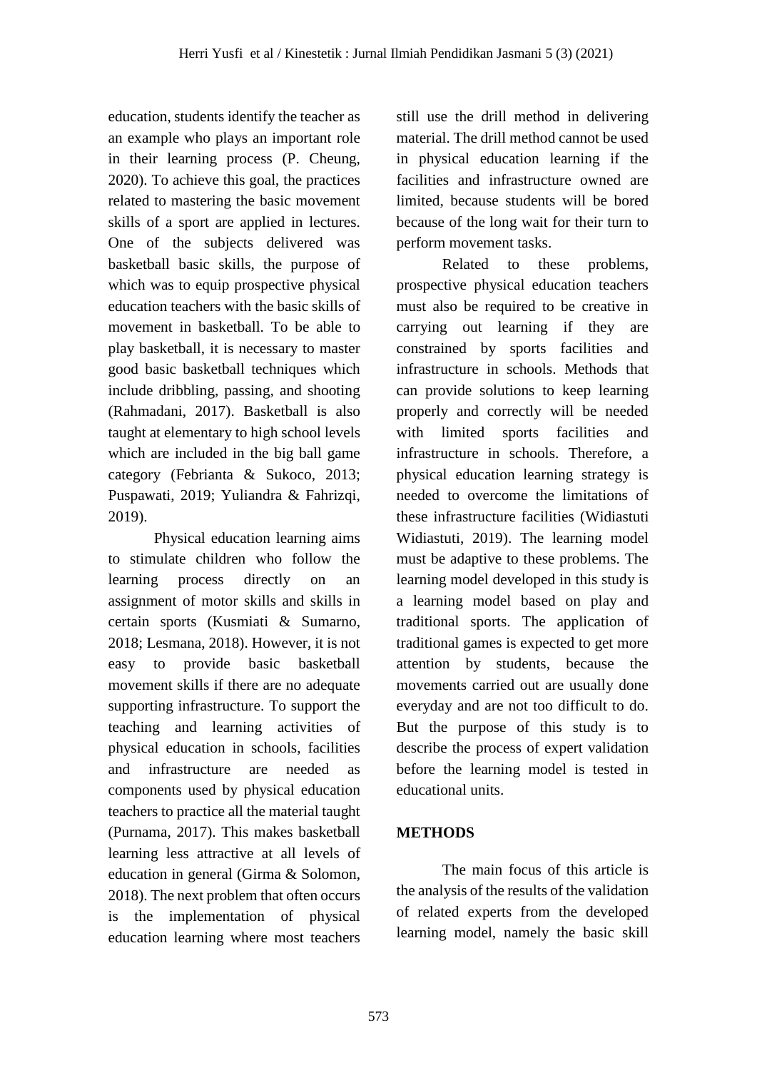education, students identify the teacher as an example who plays an important role in their learning process (P. Cheung, 2020). To achieve this goal, the practices related to mastering the basic movement skills of a sport are applied in lectures. One of the subjects delivered was basketball basic skills, the purpose of which was to equip prospective physical education teachers with the basic skills of movement in basketball. To be able to play basketball, it is necessary to master good basic basketball techniques which include dribbling, passing, and shooting (Rahmadani, 2017). Basketball is also taught at elementary to high school levels which are included in the big ball game category (Febrianta & Sukoco, 2013; Puspawati, 2019; Yuliandra & Fahrizqi, 2019).

Physical education learning aims to stimulate children who follow the learning process directly on an assignment of motor skills and skills in certain sports (Kusmiati & Sumarno, 2018; Lesmana, 2018). However, it is not easy to provide basic basketball movement skills if there are no adequate supporting infrastructure. To support the teaching and learning activities of physical education in schools, facilities and infrastructure are needed as components used by physical education teachers to practice all the material taught (Purnama, 2017). This makes basketball learning less attractive at all levels of education in general (Girma & Solomon, 2018). The next problem that often occurs is the implementation of physical education learning where most teachers still use the drill method in delivering material. The drill method cannot be used in physical education learning if the facilities and infrastructure owned are limited, because students will be bored because of the long wait for their turn to perform movement tasks.

Related to these problems, prospective physical education teachers must also be required to be creative in carrying out learning if they are constrained by sports facilities and infrastructure in schools. Methods that can provide solutions to keep learning properly and correctly will be needed with limited sports facilities and infrastructure in schools. Therefore, a physical education learning strategy is needed to overcome the limitations of these infrastructure facilities (Widiastuti Widiastuti, 2019). The learning model must be adaptive to these problems. The learning model developed in this study is a learning model based on play and traditional sports. The application of traditional games is expected to get more attention by students, because the movements carried out are usually done everyday and are not too difficult to do. But the purpose of this study is to describe the process of expert validation before the learning model is tested in educational units.

## METHODS

The main focus of this article is the analysis of the results of the validation of related experts from the developed learning model, namely the basic skill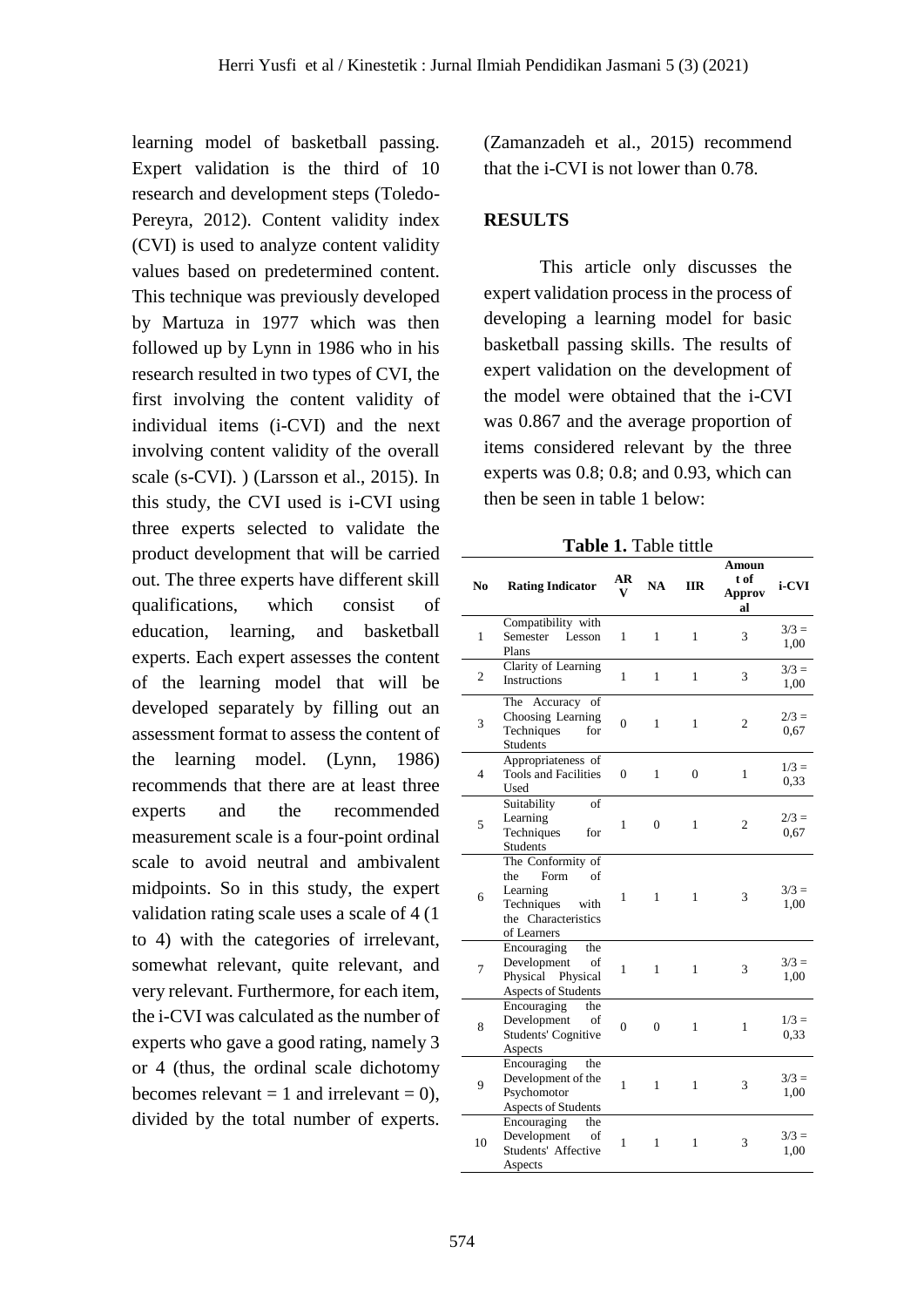learning model of basketball passing. Expert validation is the third of 10 research and development steps (Toledo-Pereyra, 2012). Content validity index (CVI) is used to analyze content validity values based on predetermined content. This technique was previously developed by Martuza in 1977 which was then followed up by Lynn in 1986 who in his research resulted in two types of CVI, the first involving the content validity of individual items (i-CVI) and the next involving content validity of the overall scale (s-CVI). ) (Larsson et al., 2015). In this study, the CVI used is i-CVI using three experts selected to validate the product development that will be carried out. The three experts have different skill qualifications, which consist of education, learning, and basketball experts. Each expert assesses the content of the learning model that will be developed separately by filling out an assessment format to assess the content of the learning model. (Lynn, 1986) recommends that there are at least three experts and the recommended measurement scale is a four-point ordinal scale to avoid neutral and ambivalent midpoints. So in this study, the expert validation rating scale uses a scale of 4 (1 to 4) with the categories of irrelevant, somewhat relevant, quite relevant, and very relevant. Furthermore, for each item, the i-CVI was calculated as the number of experts who gave a good rating, namely 3 or 4 (thus, the ordinal scale dichotomy becomes relevant = 1 and irrelevant = 0), divided by the total number of experts. (Zamanzadeh et al., 2015) recommend that the i-CVI is not lower than 0.78.

## RESULTS

This article only discusses the expert validation process in the process of developing a learning model for basic basketball passing skills. The results of expert validation on the development of the model were obtained that the i-CVI was 0.867 and the average proportion of items considered relevant by the three experts was 0.8; 0.8; and 0.93, which can then be seen in table 1 below:

**Table 1.** Table tittle

| No | Rating Indicator | ARV | NA | IIR | Amount of Approval | i-CVI |
|---|---|---|---|---|---|---|
| 1 | Compatibility with Semester Lesson Plans | 1 | 1 | 1 | 3 | 3/3 = 1,00 |
| 2 | Clarity of Learning Instructions | 1 | 1 | 1 | 3 | 3/3 = 1,00 |
| 3 | The Accuracy of Choosing Learning Techniques for Students | 0 | 1 | 1 | 2 | 2/3 = 0,67 |
| 4 | Appropriateness of Tools and Facilities Used | 0 | 1 | 0 | 1 | 1/3 = 0,33 |
| 5 | Suitability of Learning Techniques for Students | 1 | 0 | 1 | 2 | 2/3 = 0,67 |
| 6 | The Conformity of the Form of Learning Techniques with the Characteristics of Learners | 1 | 1 | 1 | 3 | 3/3 = 1,00 |
| 7 | Encouraging the Development of Physical Physical Aspects of Students | 1 | 1 | 1 | 3 | 3/3 = 1,00 |
| 8 | Encouraging the Development of Students' Cognitive Aspects | 0 | 0 | 1 | 1 | 1/3 = 0,33 |
| 9 | Encouraging the Development of the Psychomotor Aspects of Students | 1 | 1 | 1 | 3 | 3/3 = 1,00 |
| 10 | Encouraging the Development of Students' Affective Aspects | 1 | 1 | 1 | 3 | 3/3 = 1,00 |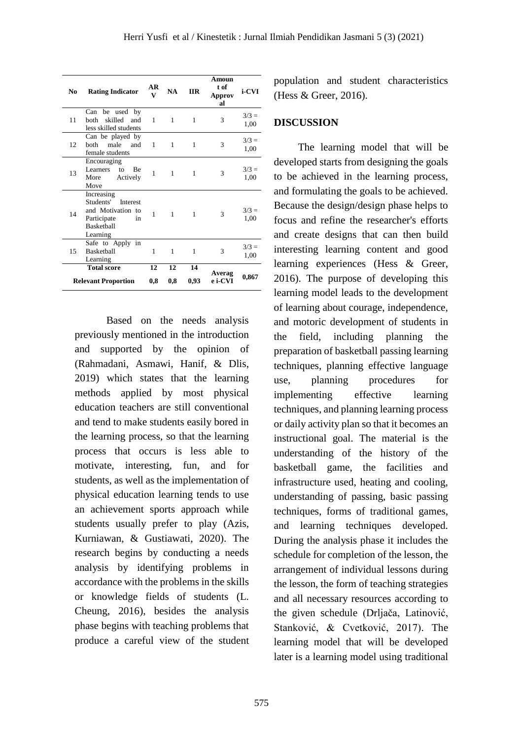| No | Rating Indicator | ARV | NA | IIR | Amount of Approval | i-CVI |
|---|---|---|---|---|---|---|
| 11 | Can be used by both skilled and less skilled students | 1 | 1 | 1 | 3 | 3/3 = 1,00 |
| 12 | Can be played by both male and female students | 1 | 1 | 1 | 3 | 3/3 = 1,00 |
| 13 | Encouraging Learners to Be More Actively Move | 1 | 1 | 1 | 3 | 3/3 = 1,00 |
| 14 | Increasing Students' Interest and Motivation to Participate in Basketball Learning | 1 | 1 | 1 | 3 | 3/3 = 1,00 |
| 15 | Safe to Apply in Basketball Learning | 1 | 1 | 1 | 3 | 3/3 = 1,00 |
| | Total score | 12 | 12 | 14 | Average i-CVI | 0,867 |
| | Relevant Proportion | 0,8 | 0,8 | 0,93 | | |

Based on the needs analysis previously mentioned in the introduction and supported by the opinion of (Rahmadani, Asmawi, Hanif, & Dlis, 2019) which states that the learning methods applied by most physical education teachers are still conventional and tend to make students easily bored in the learning process, so that the learning process that occurs is less able to motivate, interesting, fun, and for students, as well as the implementation of physical education learning tends to use an achievement sports approach while students usually prefer to play (Azis, Kurniawan, & Gustiawati, 2020). The research begins by conducting a needs analysis by identifying problems in accordance with the problems in the skills or knowledge fields of students (L. Cheung, 2016), besides the analysis phase begins with teaching problems that produce a careful view of the student population and student characteristics (Hess & Greer, 2016).

## DISCUSSION

The learning model that will be developed starts from designing the goals to be achieved in the learning process, and formulating the goals to be achieved. Because the design/design phase helps to focus and refine the researcher's efforts and create designs that can then build interesting learning content and good learning experiences (Hess & Greer, 2016). The purpose of developing this learning model leads to the development of learning about courage, independence, and motoric development of students in the field, including planning the preparation of basketball passing learning techniques, planning effective language use, planning procedures for implementing effective learning techniques, and planning learning process or daily activity plan so that it becomes an instructional goal. The material is the understanding of the history of the basketball game, the facilities and infrastructure used, heating and cooling, understanding of passing, basic passing techniques, forms of traditional games, and learning techniques developed. During the analysis phase it includes the schedule for completion of the lesson, the arrangement of individual lessons during the lesson, the form of teaching strategies and all necessary resources according to the given schedule (Drljača, Latinović, Stanković, & Cvetković, 2017). The learning model that will be developed later is a learning model using traditional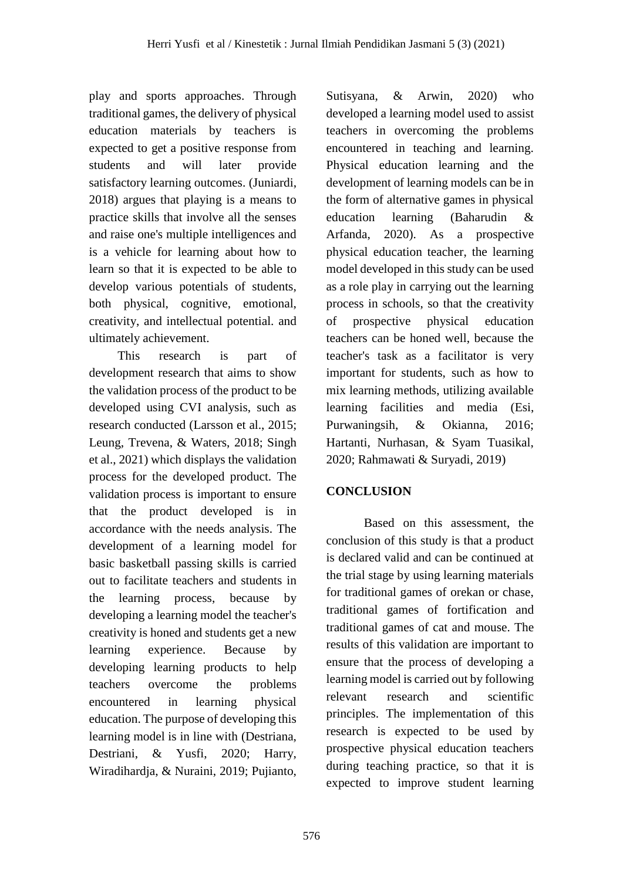play and sports approaches. Through traditional games, the delivery of physical education materials by teachers is expected to get a positive response from students and will later provide satisfactory learning outcomes. (Juniardi, 2018) argues that playing is a means to practice skills that involve all the senses and raise one's multiple intelligences and is a vehicle for learning about how to learn so that it is expected to be able to develop various potentials of students, both physical, cognitive, emotional, creativity, and intellectual potential. and ultimately achievement.

This research is part of development research that aims to show the validation process of the product to be developed using CVI analysis, such as research conducted (Larsson et al., 2015; Leung, Trevena, & Waters, 2018; Singh et al., 2021) which displays the validation process for the developed product. The validation process is important to ensure that the product developed is in accordance with the needs analysis. The development of a learning model for basic basketball passing skills is carried out to facilitate teachers and students in the learning process, because by developing a learning model the teacher's creativity is honed and students get a new learning experience. Because by developing learning products to help teachers overcome the problems encountered in learning physical education. The purpose of developing this learning model is in line with (Destriana, Destriani, & Yusfi, 2020; Harry, Wiradihardja, & Nuraini, 2019; Pujianto, Sutisyana, & Arwin, 2020) who developed a learning model used to assist teachers in overcoming the problems encountered in teaching and learning. Physical education learning and the development of learning models can be in the form of alternative games in physical education learning (Baharudin & Arfanda, 2020). As a prospective physical education teacher, the learning model developed in this study can be used as a role play in carrying out the learning process in schools, so that the creativity of prospective physical education teachers can be honed well, because the teacher's task as a facilitator is very important for students, such as how to mix learning methods, utilizing available learning facilities and media (Esi, Purwaningsih, & Okianna, 2016; Hartanti, Nurhasan, & Syam Tuasikal, 2020; Rahmawati & Suryadi, 2019)

## CONCLUSION

Based on this assessment, the conclusion of this study is that a product is declared valid and can be continued at the trial stage by using learning materials for traditional games of orekan or chase, traditional games of fortification and traditional games of cat and mouse. The results of this validation are important to ensure that the process of developing a learning model is carried out by following relevant research and scientific principles. The implementation of this research is expected to be used by prospective physical education teachers during teaching practice, so that it is expected to improve student learning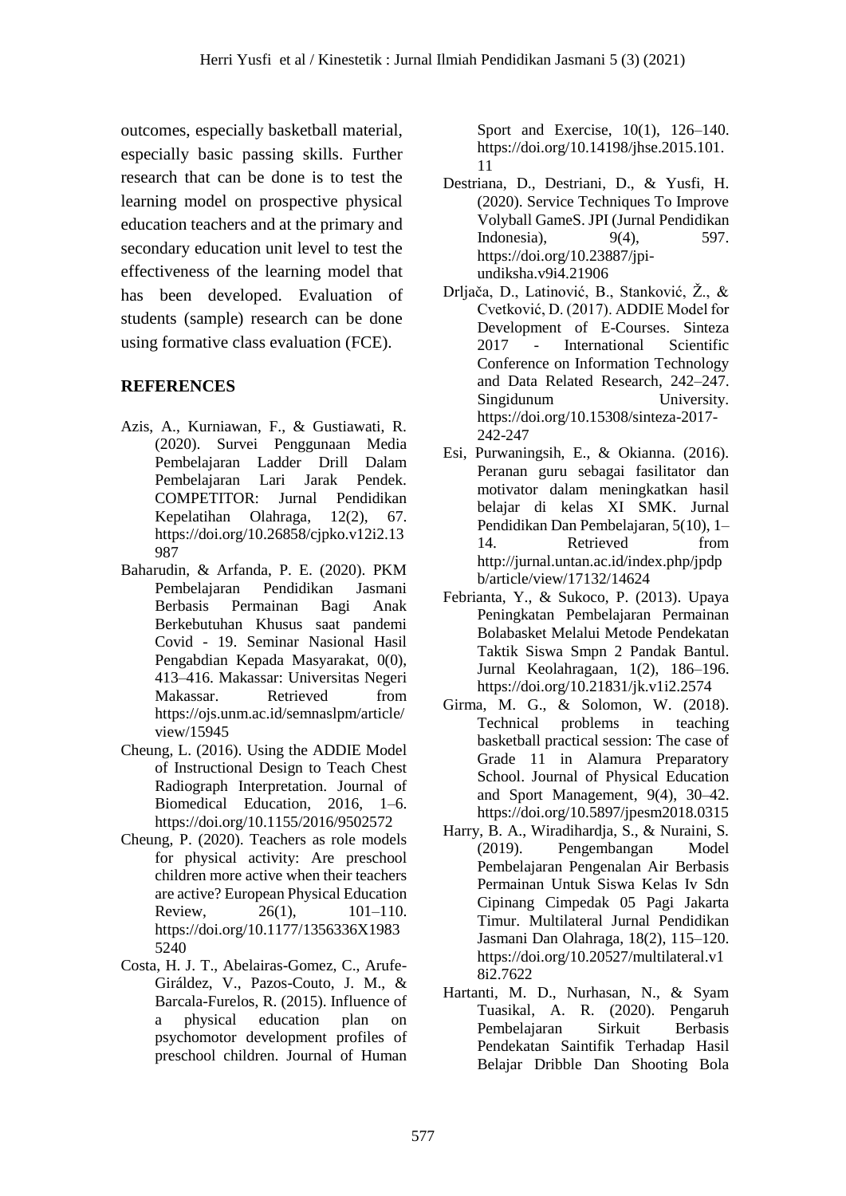outcomes, especially basketball material, especially basic passing skills. Further research that can be done is to test the learning model on prospective physical education teachers and at the primary and secondary education unit level to test the effectiveness of the learning model that has been developed. Evaluation of students (sample) research can be done using formative class evaluation (FCE).

## REFERENCES

Azis, A., Kurniawan, F., & Gustiawati, R. (2020). Survei Penggunaan Media Pembelajaran Ladder Drill Dalam Pembelajaran Lari Jarak Pendek. COMPETITOR: Jurnal Pendidikan Kepelatihan Olahraga, 12(2), 67. https://doi.org/10.26858/cjpko.v12i2.13987

Baharudin, & Arfanda, P. E. (2020). PKM Pembelajaran Pendidikan Jasmani Berbasis Permainan Bagi Anak Berkebutuhan Khusus saat pandemi Covid - 19. Seminar Nasional Hasil Pengabdian Kepada Masyarakat, 0(0), 413–416. Makassar: Universitas Negeri Makassar. Retrieved from https://ojs.unm.ac.id/semnaslpm/article/view/15945

Cheung, L. (2016). Using the ADDIE Model of Instructional Design to Teach Chest Radiograph Interpretation. Journal of Biomedical Education, 2016, 1–6. https://doi.org/10.1155/2016/9502572

Cheung, P. (2020). Teachers as role models for physical activity: Are preschool children more active when their teachers are active? European Physical Education Review, 26(1), 101–110. https://doi.org/10.1177/1356336X19835240

Costa, H. J. T., Abelairas-Gomez, C., Arufe-Giráldez, V., Pazos-Couto, J. M., & Barcala-Furelos, R. (2015). Influence of a physical education plan on psychomotor development profiles of preschool children. Journal of Human Sport and Exercise, 10(1), 126–140. https://doi.org/10.14198/jhse.2015.101.11

Destriana, D., Destriani, D., & Yusfi, H. (2020). Service Techniques To Improve Volyball GameS. JPI (Jurnal Pendidikan Indonesia), 9(4), 597. https://doi.org/10.23887/jpi-undiksha.v9i4.21906

Drljača, D., Latinović, B., Stanković, Ž., & Cvetković, D. (2017). ADDIE Model for Development of E-Courses. Sinteza 2017 - International Scientific Conference on Information Technology and Data Related Research, 242–247. Singidunum University. https://doi.org/10.15308/sinteza-2017-242-247

Esi, Purwaningsih, E., & Okianna. (2016). Peranan guru sebagai fasilitator dan motivator dalam meningkatkan hasil belajar di kelas XI SMK. Jurnal Pendidikan Dan Pembelajaran, 5(10), 1–14. Retrieved from http://jurnal.untan.ac.id/index.php/jpdpb/article/view/17132/14624

Febrianta, Y., & Sukoco, P. (2013). Upaya Peningkatan Pembelajaran Permainan Bolabasket Melalui Metode Pendekatan Taktik Siswa Smpn 2 Pandak Bantul. Jurnal Keolahragaan, 1(2), 186–196. https://doi.org/10.21831/jk.v1i2.2574

Girma, M. G., & Solomon, W. (2018). Technical problems in teaching basketball practical session: The case of Grade 11 in Alamura Preparatory School. Journal of Physical Education and Sport Management, 9(4), 30–42. https://doi.org/10.5897/jpesm2018.0315

Harry, B. A., Wiradihardja, S., & Nuraini, S. (2019). Pengembangan Model Pembelajaran Pengenalan Air Berbasis Permainan Untuk Siswa Kelas Iv Sdn Cipinang Cimpedak 05 Pagi Jakarta Timur. Multilateral Jurnal Pendidikan Jasmani Dan Olahraga, 18(2), 115–120. https://doi.org/10.20527/multilateral.v18i2.7622

Hartanti, M. D., Nurhasan, N., & Syam Tuasikal, A. R. (2020). Pengaruh Pembelajaran Sirkuit Berbasis Pendekatan Saintifik Terhadap Hasil Belajar Dribble Dan Shooting Bola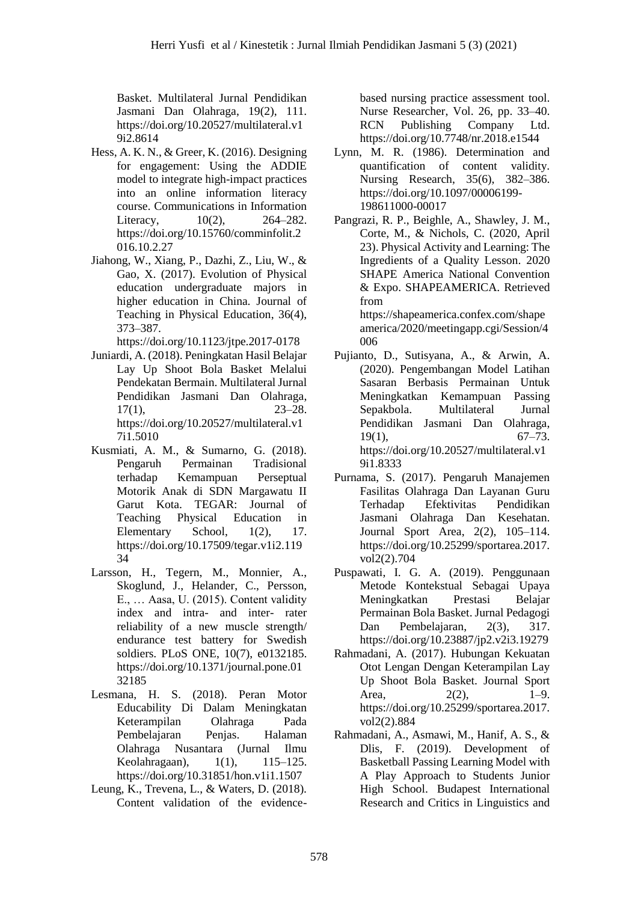Basket. Multilateral Jurnal Pendidikan Jasmani Dan Olahraga, 19(2), 111. https://doi.org/10.20527/multilateral.v19i2.8614

Hess, A. K. N., & Greer, K. (2016). Designing for engagement: Using the ADDIE model to integrate high-impact practices into an online information literacy course. Communications in Information Literacy, 10(2), 264–282. https://doi.org/10.15760/comminfolit.2016.10.2.27

Jiahong, W., Xiang, P., Dazhi, Z., Liu, W., & Gao, X. (2017). Evolution of Physical education undergraduate majors in higher education in China. Journal of Teaching in Physical Education, 36(4), 373–387. https://doi.org/10.1123/jtpe.2017-0178

Juniardi, A. (2018). Peningkatan Hasil Belajar Lay Up Shoot Bola Basket Melalui Pendekatan Bermain. Multilateral Jurnal Pendidikan Jasmani Dan Olahraga, 17(1), 23–28. https://doi.org/10.20527/multilateral.v17i1.5010

Kusmiati, A. M., & Sumarno, G. (2018). Pengaruh Permainan Tradisional terhadap Kemampuan Perseptual Motorik Anak di SDN Margawatu II Garut Kota. TEGAR: Journal of Teaching Physical Education in Elementary School, 1(2), 17. https://doi.org/10.17509/tegar.v1i2.11934

Larsson, H., Tegern, M., Monnier, A., Skoglund, J., Helander, C., Persson, E., … Aasa, U. (2015). Content validity index and intra- and inter- rater reliability of a new muscle strength/ endurance test battery for Swedish soldiers. PLoS ONE, 10(7), e0132185. https://doi.org/10.1371/journal.pone.0132185

Lesmana, H. S. (2018). Peran Motor Educability Di Dalam Meningkatan Keterampilan Olahraga Pada Pembelajaran Penjas. Halaman Olahraga Nusantara (Jurnal Ilmu Keolahragaan), 1(1), 115–125. https://doi.org/10.31851/hon.v1i1.1507

Leung, K., Trevena, L., & Waters, D. (2018). Content validation of the evidence-based nursing practice assessment tool. Nurse Researcher, Vol. 26, pp. 33–40. RCN Publishing Company Ltd. https://doi.org/10.7748/nr.2018.e1544

Lynn, M. R. (1986). Determination and quantification of content validity. Nursing Research, 35(6), 382–386. https://doi.org/10.1097/00006199-198611000-00017

Pangrazi, R. P., Beighle, A., Shawley, J. M., Corte, M., & Nichols, C. (2020, April 23). Physical Activity and Learning: The Ingredients of a Quality Lesson. 2020 SHAPE America National Convention & Expo. SHAPEAMERICA. Retrieved from https://shapeamerica.confex.com/shapeamerica/2020/meetingapp.cgi/Session/4006

Pujianto, D., Sutisyana, A., & Arwin, A. (2020). Pengembangan Model Latihan Sasaran Berbasis Permainan Untuk Meningkatkan Kemampuan Passing Sepakbola. Multilateral Jurnal Pendidikan Jasmani Dan Olahraga, 19(1), 67–73. https://doi.org/10.20527/multilateral.v19i1.8333

Purnama, S. (2017). Pengaruh Manajemen Fasilitas Olahraga Dan Layanan Guru Terhadap Efektivitas Pendidikan Jasmani Olahraga Dan Kesehatan. Journal Sport Area, 2(2), 105–114. https://doi.org/10.25299/sportarea.2017.vol2(2).704

Puspawati, I. G. A. (2019). Penggunaan Metode Kontekstual Sebagai Upaya Meningkatkan Prestasi Belajar Permainan Bola Basket. Jurnal Pedagogi Dan Pembelajaran, 2(3), 317. https://doi.org/10.23887/jp2.v2i3.19279

Rahmadani, A. (2017). Hubungan Kekuatan Otot Lengan Dengan Keterampilan Lay Up Shoot Bola Basket. Journal Sport Area, 2(2), 1–9. https://doi.org/10.25299/sportarea.2017.vol2(2).884

Rahmadani, A., Asmawi, M., Hanif, A. S., & Dlis, F. (2019). Development of Basketball Passing Learning Model with A Play Approach to Students Junior High School. Budapest International Research and Critics in Linguistics and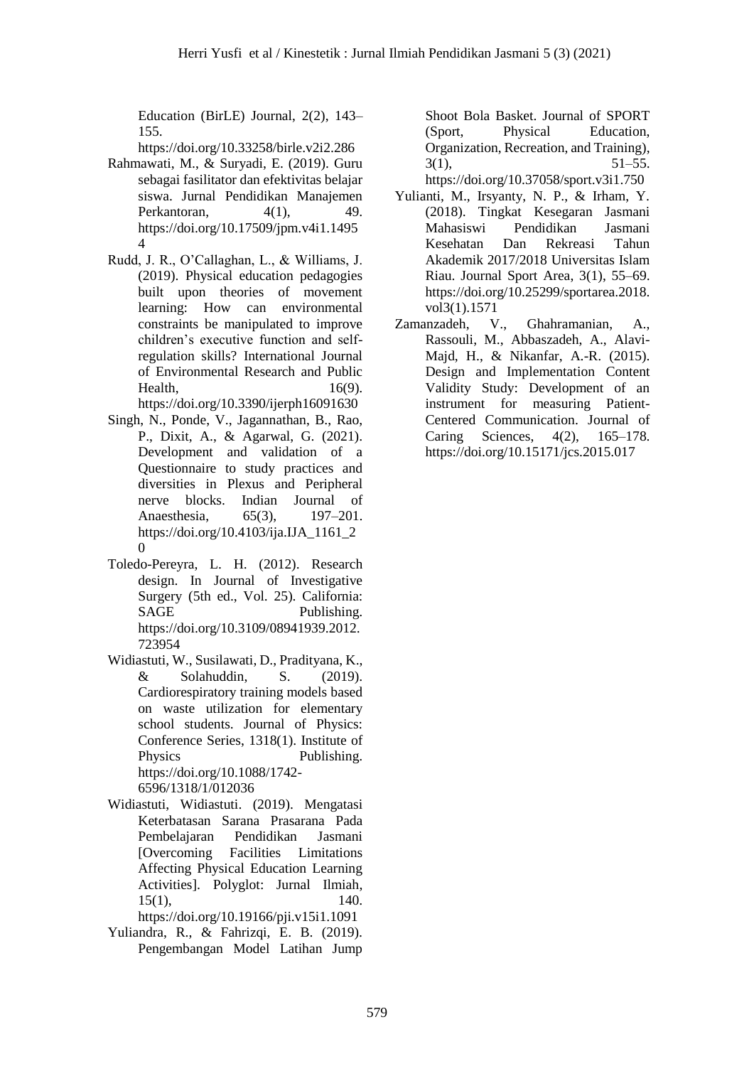Education (BirLE) Journal, 2(2), 143–155. https://doi.org/10.33258/birle.v2i2.286

Rahmawati, M., & Suryadi, E. (2019). Guru sebagai fasilitator dan efektivitas belajar siswa. Jurnal Pendidikan Manajemen Perkantoran, 4(1), 49. https://doi.org/10.17509/jpm.v4i1.14954

Rudd, J. R., O'Callaghan, L., & Williams, J. (2019). Physical education pedagogies built upon theories of movement learning: How can environmental constraints be manipulated to improve children's executive function and self-regulation skills? International Journal of Environmental Research and Public Health, 16(9). https://doi.org/10.3390/ijerph16091630

Singh, N., Ponde, V., Jagannathan, B., Rao, P., Dixit, A., & Agarwal, G. (2021). Development and validation of a Questionnaire to study practices and diversities in Plexus and Peripheral nerve blocks. Indian Journal of Anaesthesia, 65(3), 197–201. https://doi.org/10.4103/ija.IJA_1161_20

Toledo-Pereyra, L. H. (2012). Research design. In Journal of Investigative Surgery (5th ed., Vol. 25). California: SAGE Publishing. https://doi.org/10.3109/08941939.2012.723954

Widiastuti, W., Susilawati, D., Pradityana, K., & Solahuddin, S. (2019). Cardiorespiratory training models based on waste utilization for elementary school students. Journal of Physics: Conference Series, 1318(1). Institute of Physics Publishing. https://doi.org/10.1088/1742-6596/1318/1/012036

Widiastuti, Widiastuti. (2019). Mengatasi Keterbatasan Sarana Prasarana Pada Pembelajaran Pendidikan Jasmani [Overcoming Facilities Limitations Affecting Physical Education Learning Activities]. Polyglot: Jurnal Ilmiah, 15(1), 140. https://doi.org/10.19166/pji.v15i1.1091

Yuliandra, R., & Fahrizqi, E. B. (2019). Pengembangan Model Latihan Jump Shoot Bola Basket. Journal of SPORT (Sport, Physical Education, Organization, Recreation, and Training), 3(1), 51–55. https://doi.org/10.37058/sport.v3i1.750

Yulianti, M., Irsyanty, N. P., & Irham, Y. (2018). Tingkat Kesegaran Jasmani Mahasiswi Pendidikan Jasmani Kesehatan Dan Rekreasi Tahun Akademik 2017/2018 Universitas Islam Riau. Journal Sport Area, 3(1), 55–69. https://doi.org/10.25299/sportarea.2018.vol3(1).1571

Zamanzadeh, V., Ghahramanian, A., Rassouli, M., Abbaszadeh, A., Alavi-Majd, H., & Nikanfar, A.-R. (2015). Design and Implementation Content Validity Study: Development of an instrument for measuring Patient-Centered Communication. Journal of Caring Sciences, 4(2), 165–178. https://doi.org/10.15171/jcs.2015.017